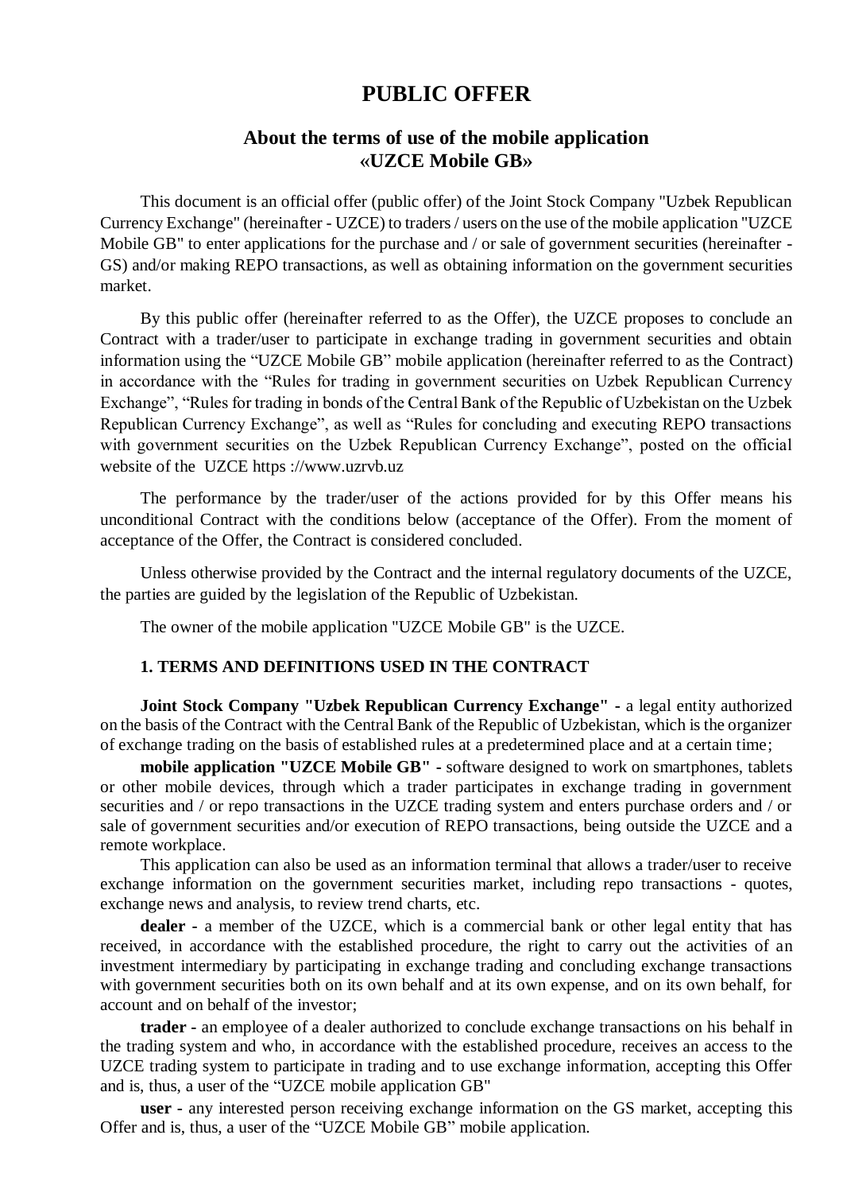# PUBLIC OFFER

## About the terms of use of the mobile application «UZCE Mobile GB»

This document is an official offer (public offer) of the Joint Stock Company "Uzbek Republican Currency Exchange" (hereinafter - UZCE) to traders / users on the use of the mobile application "UZCE Mobile GB" to enter applications for the purchase and / or sale of government securities (hereinafter - GS) and/or making REPO transactions, as well as obtaining information on the government securities market.

By this public offer (hereinafter referred to as the Offer), the UZCE proposes to conclude an Contract with a trader/user to participate in exchange trading in government securities and obtain information using the "UZCE Mobile GB" mobile application (hereinafter referred to as the Contract) in accordance with the "Rules for trading in government securities on Uzbek Republican Currency Exchange", "Rules for trading in bonds of the Central Bank of the Republic of Uzbekistan on the Uzbek Republican Currency Exchange", as well as "Rules for concluding and executing REPO transactions with government securities on the Uzbek Republican Currency Exchange", posted on the official website of the UZCE https ://www.uzrvb.uz

The performance by the trader/user of the actions provided for by this Offer means his unconditional Contract with the conditions below (acceptance of the Offer). From the moment of acceptance of the Offer, the Contract is considered concluded.

Unless otherwise provided by the Contract and the internal regulatory documents of the UZCE, the parties are guided by the legislation of the Republic of Uzbekistan.

The owner of the mobile application "UZCE Mobile GB" is the UZCE.

### 1. TERMS AND DEFINITIONS USED IN THE CONTRACT

**Joint Stock Company "Uzbek Republican Currency Exchange"** - a legal entity authorized on the basis of the Contract with the Central Bank of the Republic of Uzbekistan, which is the organizer of exchange trading on the basis of established rules at a predetermined place and at a certain time;

**mobile application "UZCE Mobile GB"** - software designed to work on smartphones, tablets or other mobile devices, through which a trader participates in exchange trading in government securities and / or repo transactions in the UZCE trading system and enters purchase orders and / or sale of government securities and/or execution of REPO transactions, being outside the UZCE and a remote workplace.

This application can also be used as an information terminal that allows a trader/user to receive exchange information on the government securities market, including repo transactions - quotes, exchange news and analysis, to review trend charts, etc.

**dealer** - a member of the UZCE, which is a commercial bank or other legal entity that has received, in accordance with the established procedure, the right to carry out the activities of an investment intermediary by participating in exchange trading and concluding exchange transactions with government securities both on its own behalf and at its own expense, and on its own behalf, for account and on behalf of the investor;

**trader** - an employee of a dealer authorized to conclude exchange transactions on his behalf in the trading system and who, in accordance with the established procedure, receives an access to the UZCE trading system to participate in trading and to use exchange information, accepting this Offer and is, thus, a user of the "UZCE mobile application GB"

**user** - any interested person receiving exchange information on the GS market, accepting this Offer and is, thus, a user of the "UZCE Mobile GB" mobile application.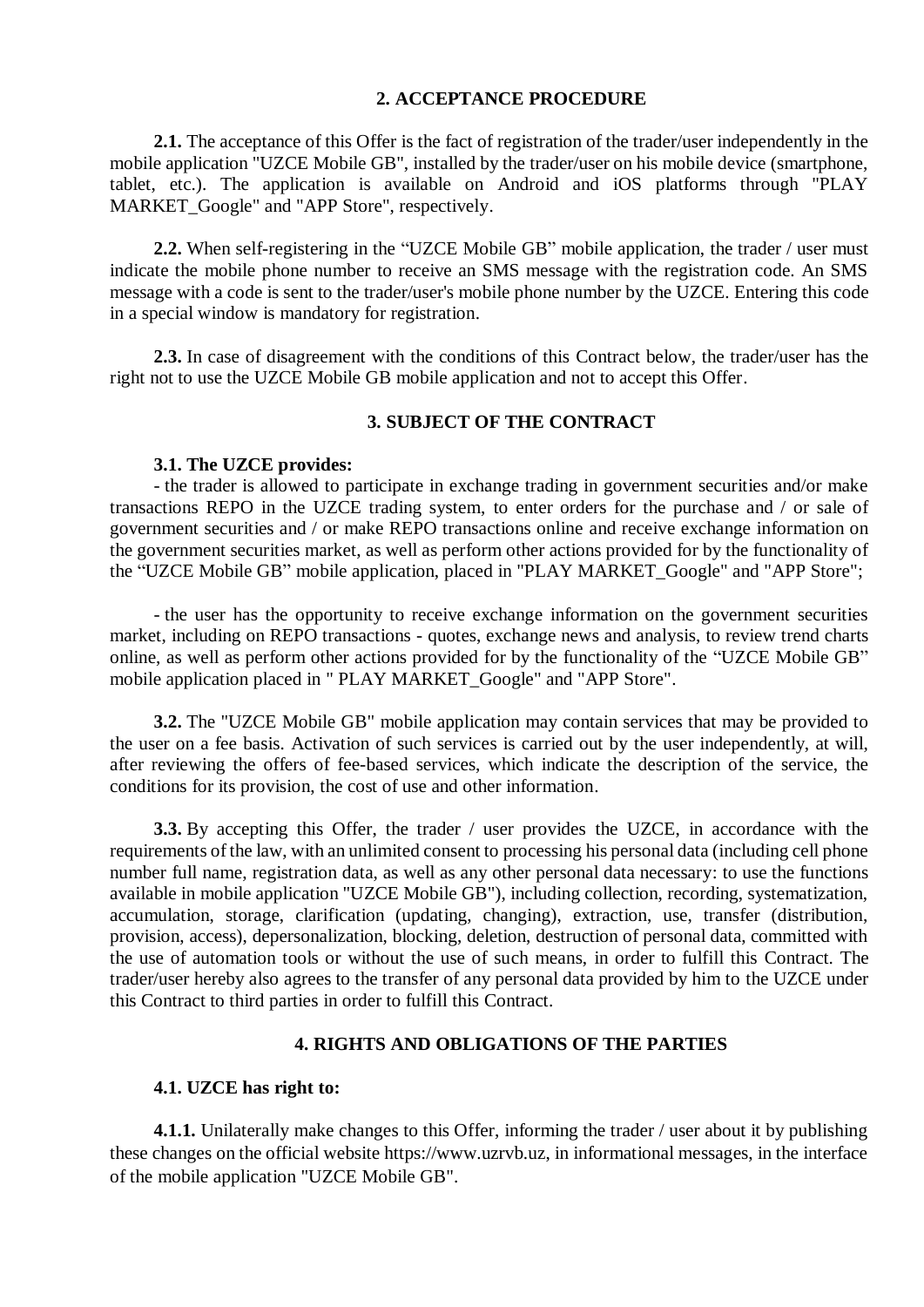## 2. ACCEPTANCE PROCEDURE

**2.1.** The acceptance of this Offer is the fact of registration of the trader/user independently in the mobile application "UZCE Mobile GB", installed by the trader/user on his mobile device (smartphone, tablet, etc.). The application is available on Android and iOS platforms through "PLAY MARKET_Google" and "APP Store", respectively.

**2.2.** When self-registering in the "UZCE Mobile GB" mobile application, the trader / user must indicate the mobile phone number to receive an SMS message with the registration code. An SMS message with a code is sent to the trader/user's mobile phone number by the UZCE. Entering this code in a special window is mandatory for registration.

**2.3.** In case of disagreement with the conditions of this Contract below, the trader/user has the right not to use the UZCE Mobile GB mobile application and not to accept this Offer.

## 3. SUBJECT OF THE CONTRACT

**3.1. The UZCE provides:**

- the trader is allowed to participate in exchange trading in government securities and/or make transactions REPO in the UZCE trading system, to enter orders for the purchase and / or sale of government securities and / or make REPO transactions online and receive exchange information on the government securities market, as well as perform other actions provided for by the functionality of the "UZCE Mobile GB" mobile application, placed in "PLAY MARKET_Google" and "APP Store";

- the user has the opportunity to receive exchange information on the government securities market, including on REPO transactions - quotes, exchange news and analysis, to review trend charts online, as well as perform other actions provided for by the functionality of the "UZCE Mobile GB" mobile application placed in " PLAY MARKET_Google" and "APP Store".

**3.2.** The "UZCE Mobile GB" mobile application may contain services that may be provided to the user on a fee basis. Activation of such services is carried out by the user independently, at will, after reviewing the offers of fee-based services, which indicate the description of the service, the conditions for its provision, the cost of use and other information.

**3.3.** By accepting this Offer, the trader / user provides the UZCE, in accordance with the requirements of the law, with an unlimited consent to processing his personal data (including cell phone number full name, registration data, as well as any other personal data necessary: to use the functions available in mobile application "UZCE Mobile GB"), including collection, recording, systematization, accumulation, storage, clarification (updating, changing), extraction, use, transfer (distribution, provision, access), depersonalization, blocking, deletion, destruction of personal data, committed with the use of automation tools or without the use of such means, in order to fulfill this Contract. The trader/user hereby also agrees to the transfer of any personal data provided by him to the UZCE under this Contract to third parties in order to fulfill this Contract.

## 4. RIGHTS AND OBLIGATIONS OF THE PARTIES

**4.1. UZCE has right to:**

**4.1.1.** Unilaterally make changes to this Offer, informing the trader / user about it by publishing these changes on the official website https://www.uzrvb.uz, in informational messages, in the interface of the mobile application "UZCE Mobile GB".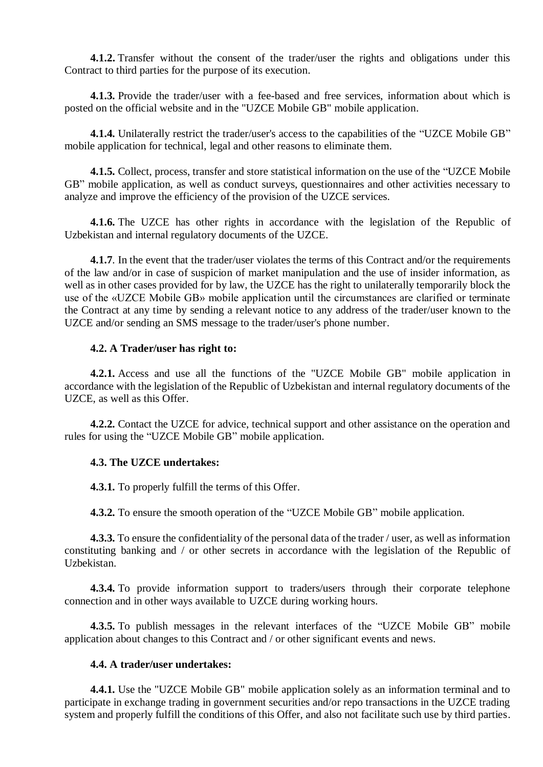**4.1.2.** Transfer without the consent of the trader/user the rights and obligations under this Contract to third parties for the purpose of its execution.

**4.1.3.** Provide the trader/user with a fee-based and free services, information about which is posted on the official website and in the "UZCE Mobile GB" mobile application.

**4.1.4.** Unilaterally restrict the trader/user's access to the capabilities of the “UZCE Mobile GB” mobile application for technical, legal and other reasons to eliminate them.

**4.1.5.** Collect, process, transfer and store statistical information on the use of the “UZCE Mobile GB” mobile application, as well as conduct surveys, questionnaires and other activities necessary to analyze and improve the efficiency of the provision of the UZCE services.

**4.1.6.** The UZCE has other rights in accordance with the legislation of the Republic of Uzbekistan and internal regulatory documents of the UZCE.

**4.1.7**. In the event that the trader/user violates the terms of this Contract and/or the requirements of the law and/or in case of suspicion of market manipulation and the use of insider information, as well as in other cases provided for by law, the UZCE has the right to unilaterally temporarily block the use of the «UZCE Mobile GB» mobile application until the circumstances are clarified or terminate the Contract at any time by sending a relevant notice to any address of the trader/user known to the UZCE and/or sending an SMS message to the trader/user's phone number.

**4.2. A Trader/user has right to:**

**4.2.1.** Access and use all the functions of the "UZCE Mobile GB" mobile application in accordance with the legislation of the Republic of Uzbekistan and internal regulatory documents of the UZCE, as well as this Offer.

**4.2.2.** Contact the UZCE for advice, technical support and other assistance on the operation and rules for using the “UZCE Mobile GB” mobile application.

**4.3. The UZCE undertakes:**

**4.3.1.** To properly fulfill the terms of this Offer.

**4.3.2.** To ensure the smooth operation of the “UZCE Mobile GB” mobile application.

**4.3.3.** To ensure the confidentiality of the personal data of the trader / user, as well as information constituting banking and / or other secrets in accordance with the legislation of the Republic of Uzbekistan.

**4.3.4.** To provide information support to traders/users through their corporate telephone connection and in other ways available to UZCE during working hours.

**4.3.5.** To publish messages in the relevant interfaces of the “UZCE Mobile GB” mobile application about changes to this Contract and / or other significant events and news.

**4.4. A trader/user undertakes:**

**4.4.1.** Use the "UZCE Mobile GB" mobile application solely as an information terminal and to participate in exchange trading in government securities and/or repo transactions in the UZCE trading system and properly fulfill the conditions of this Offer, and also not facilitate such use by third parties.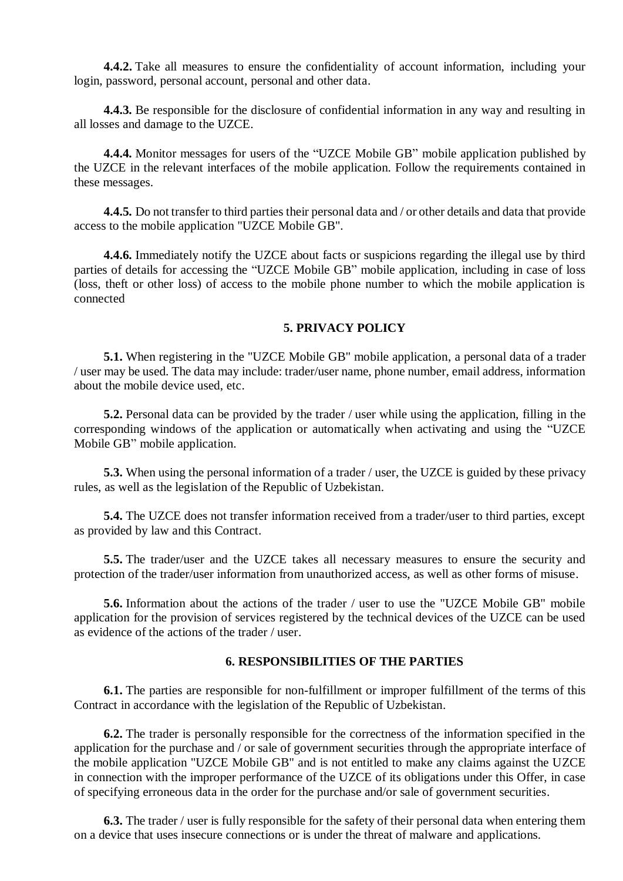**4.4.2.** Take all measures to ensure the confidentiality of account information, including your login, password, personal account, personal and other data.

**4.4.3.** Be responsible for the disclosure of confidential information in any way and resulting in all losses and damage to the UZCE.

**4.4.4.** Monitor messages for users of the “UZCE Mobile GB” mobile application published by the UZCE in the relevant interfaces of the mobile application. Follow the requirements contained in these messages.

**4.4.5.** Do not transfer to third parties their personal data and / or other details and data that provide access to the mobile application "UZCE Mobile GB".

**4.4.6.** Immediately notify the UZCE about facts or suspicions regarding the illegal use by third parties of details for accessing the “UZCE Mobile GB” mobile application, including in case of loss (loss, theft or other loss) of access to the mobile phone number to which the mobile application is connected

## 5. PRIVACY POLICY

**5.1.** When registering in the "UZCE Mobile GB" mobile application, a personal data of a trader / user may be used. The data may include: trader/user name, phone number, email address, information about the mobile device used, etc.

**5.2.** Personal data can be provided by the trader / user while using the application, filling in the corresponding windows of the application or automatically when activating and using the “UZCE Mobile GB” mobile application.

**5.3.** When using the personal information of a trader / user, the UZCE is guided by these privacy rules, as well as the legislation of the Republic of Uzbekistan.

**5.4.** The UZCE does not transfer information received from a trader/user to third parties, except as provided by law and this Contract.

**5.5.** The trader/user and the UZCE takes all necessary measures to ensure the security and protection of the trader/user information from unauthorized access, as well as other forms of misuse.

**5.6.** Information about the actions of the trader / user to use the "UZCE Mobile GB" mobile application for the provision of services registered by the technical devices of the UZCE can be used as evidence of the actions of the trader / user.

## 6. RESPONSIBILITIES OF THE PARTIES

**6.1.** The parties are responsible for non-fulfillment or improper fulfillment of the terms of this Contract in accordance with the legislation of the Republic of Uzbekistan.

**6.2.** The trader is personally responsible for the correctness of the information specified in the application for the purchase and / or sale of government securities through the appropriate interface of the mobile application "UZCE Mobile GB" and is not entitled to make any claims against the UZCE in connection with the improper performance of the UZCE of its obligations under this Offer, in case of specifying erroneous data in the order for the purchase and/or sale of government securities.

**6.3.** The trader / user is fully responsible for the safety of their personal data when entering them on a device that uses insecure connections or is under the threat of malware and applications.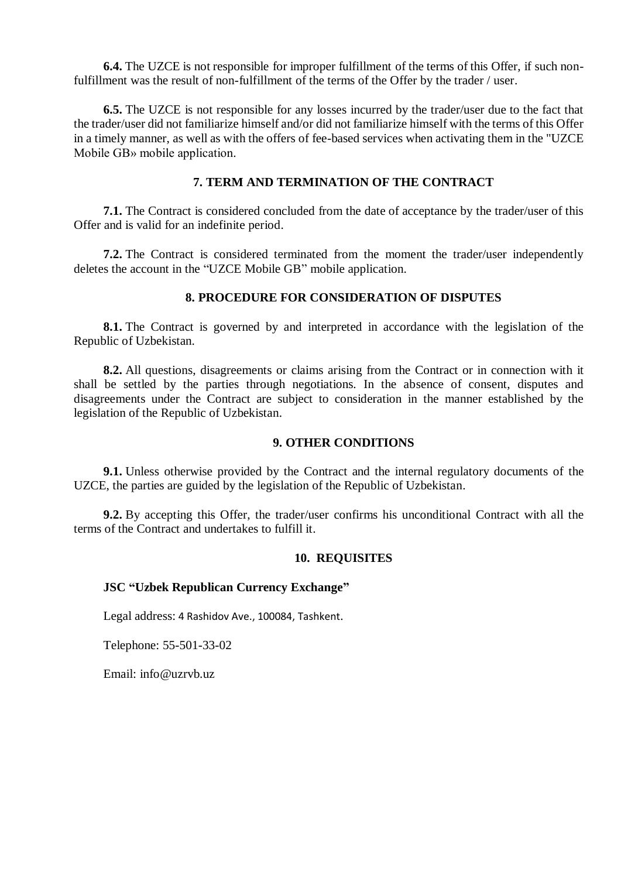**6.4.** The UZCE is not responsible for improper fulfillment of the terms of this Offer, if such non-fulfillment was the result of non-fulfillment of the terms of the Offer by the trader / user.

**6.5.** The UZCE is not responsible for any losses incurred by the trader/user due to the fact that the trader/user did not familiarize himself and/or did not familiarize himself with the terms of this Offer in a timely manner, as well as with the offers of fee-based services when activating them in the "UZCE Mobile GB» mobile application.

## 7. TERM AND TERMINATION OF THE CONTRACT

**7.1.** The Contract is considered concluded from the date of acceptance by the trader/user of this Offer and is valid for an indefinite period.

**7.2.** The Contract is considered terminated from the moment the trader/user independently deletes the account in the "UZCE Mobile GB" mobile application.

## 8. PROCEDURE FOR CONSIDERATION OF DISPUTES

**8.1.** The Contract is governed by and interpreted in accordance with the legislation of the Republic of Uzbekistan.

**8.2.** All questions, disagreements or claims arising from the Contract or in connection with it shall be settled by the parties through negotiations. In the absence of consent, disputes and disagreements under the Contract are subject to consideration in the manner established by the legislation of the Republic of Uzbekistan.

## 9. OTHER CONDITIONS

**9.1.** Unless otherwise provided by the Contract and the internal regulatory documents of the UZCE, the parties are guided by the legislation of the Republic of Uzbekistan.

**9.2.** By accepting this Offer, the trader/user confirms his unconditional Contract with all the terms of the Contract and undertakes to fulfill it.

## 10. REQUISITES

**JSC "Uzbek Republican Currency Exchange"**

Legal address: 4 Rashidov Ave., 100084, Tashkent.

Telephone: 55-501-33-02

Email: info@uzrvb.uz